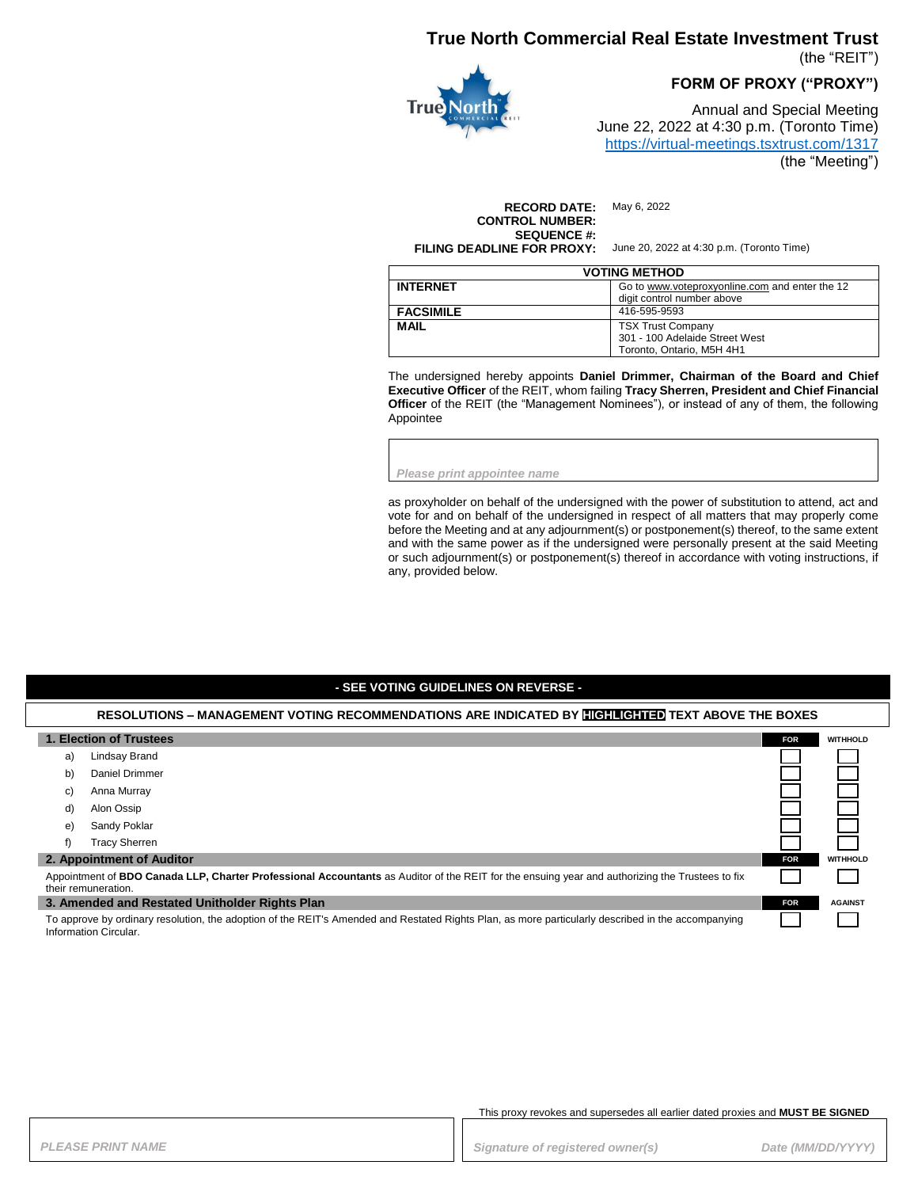# True North Commercial Real Estate Investment Trust

(the "REIT")

## FORM OF PROXY ("PROXY")

Annual and Special Meeting
June 22, 2022 at 4:30 p.m. (Toronto Time)
https://virtual-meetings.tsxtrust.com/1317
(the "Meeting")

**RECORD DATE:** May 6, 2022
**CONTROL NUMBER:**
**SEQUENCE #:**
**FILING DEADLINE FOR PROXY:** June 20, 2022 at 4:30 p.m. (Toronto Time)

| VOTING METHOD | |
|---|---|
| **INTERNET** | Go to www.voteproxyonline.com and enter the 12 digit control number above |
| **FACSIMILE** | 416-595-9593 |
| **MAIL** | TSX Trust Company<br>301 - 100 Adelaide Street West<br>Toronto, Ontario, M5H 4H1 |

The undersigned hereby appoints **Daniel Drimmer, Chairman of the Board and Chief Executive Officer** of the REIT, whom failing **Tracy Sherren, President and Chief Financial Officer** of the REIT (the "Management Nominees"), or instead of any of them, the following Appointee

*Please print appointee name*

as proxyholder on behalf of the undersigned with the power of substitution to attend, act and vote for and on behalf of the undersigned in respect of all matters that may properly come before the Meeting and at any adjournment(s) or postponement(s) thereof, to the same extent and with the same power as if the undersigned were personally present at the said Meeting or such adjournment(s) or postponement(s) thereof in accordance with voting instructions, if any, provided below.

**- SEE VOTING GUIDELINES ON REVERSE -**

**RESOLUTIONS – MANAGEMENT VOTING RECOMMENDATIONS ARE INDICATED BY HIGHLIGHTED TEXT ABOVE THE BOXES**

| **1. Election of Trustees** | **FOR** | **WITHHOLD** |
|---|---|---|
| a) Lindsay Brand | ☐ | ☐ |
| b) Daniel Drimmer | ☐ | ☐ |
| c) Anna Murray | ☐ | ☐ |
| d) Alon Ossip | ☐ | ☐ |
| e) Sandy Poklar | ☐ | ☐ |
| f) Tracy Sherren | ☐ | ☐ |

| **2. Appointment of Auditor** | **FOR** | **WITHHOLD** |
|---|---|---|
| Appointment of **BDO Canada LLP, Charter Professional Accountants** as Auditor of the REIT for the ensuing year and authorizing the Trustees to fix their remuneration. | ☐ | ☐ |

| **3. Amended and Restated Unitholder Rights Plan** | **FOR** | **AGAINST** |
|---|---|---|
| To approve by ordinary resolution, the adoption of the REIT's Amended and Restated Rights Plan, as more particularly described in the accompanying Information Circular. | ☐ | ☐ |

This proxy revokes and supersedes all earlier dated proxies and **MUST BE SIGNED**

*PLEASE PRINT NAME*

*Signature of registered owner(s)* *Date (MM/DD/YYYY)*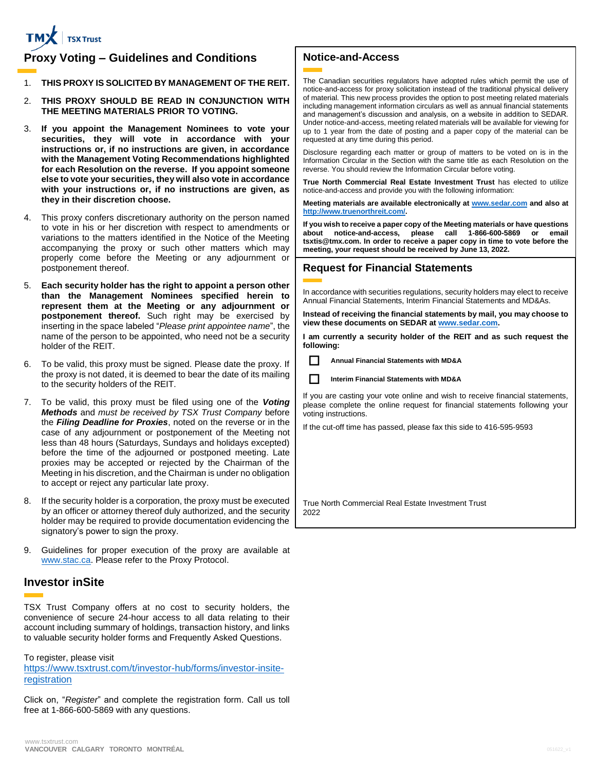TMX | TSX Trust

## Proxy Voting – Guidelines and Conditions

1. **THIS PROXY IS SOLICITED BY MANAGEMENT OF THE REIT.**
2. **THIS PROXY SHOULD BE READ IN CONJUNCTION WITH THE MEETING MATERIALS PRIOR TO VOTING.**
3. **If you appoint the Management Nominees to vote your securities, they will vote in accordance with your instructions or, if no instructions are given, in accordance with the Management Voting Recommendations highlighted for each Resolution on the reverse. If you appoint someone else to vote your securities, they will also vote in accordance with your instructions or, if no instructions are given, as they in their discretion choose.**
4. This proxy confers discretionary authority on the person named to vote in his or her discretion with respect to amendments or variations to the matters identified in the Notice of the Meeting accompanying the proxy or such other matters which may properly come before the Meeting or any adjournment or postponement thereof.
5. **Each security holder has the right to appoint a person other than the Management Nominees specified herein to represent them at the Meeting or any adjournment or postponement thereof.** Such right may be exercised by inserting in the space labeled "*Please print appointee name*", the name of the person to be appointed, who need not be a security holder of the REIT.
6. To be valid, this proxy must be signed. Please date the proxy. If the proxy is not dated, it is deemed to bear the date of its mailing to the security holders of the REIT.
7. To be valid, this proxy must be filed using one of the ***Voting Methods*** and *must be received by TSX Trust Company* before the ***Filing Deadline for Proxies***, noted on the reverse or in the case of any adjournment or postponement of the Meeting not less than 48 hours (Saturdays, Sundays and holidays excepted) before the time of the adjourned or postponed meeting. Late proxies may be accepted or rejected by the Chairman of the Meeting in his discretion, and the Chairman is under no obligation to accept or reject any particular late proxy.
8. If the security holder is a corporation, the proxy must be executed by an officer or attorney thereof duly authorized, and the security holder may be required to provide documentation evidencing the signatory's power to sign the proxy.
9. Guidelines for proper execution of the proxy are available at www.stac.ca. Please refer to the Proxy Protocol.

## Investor inSite

TSX Trust Company offers at no cost to security holders, the convenience of secure 24-hour access to all data relating to their account including summary of holdings, transaction history, and links to valuable security holder forms and Frequently Asked Questions.

To register, please visit
https://www.tsxtrust.com/t/investor-hub/forms/investor-insite-registration

Click on, "*Register*" and complete the registration form. Call us toll free at 1-866-600-5869 with any questions.

## Notice-and-Access

The Canadian securities regulators have adopted rules which permit the use of notice-and-access for proxy solicitation instead of the traditional physical delivery of material. This new process provides the option to post meeting related materials including management information circulars as well as annual financial statements and management's discussion and analysis, on a website in addition to SEDAR. Under notice-and-access, meeting related materials will be available for viewing for up to 1 year from the date of posting and a paper copy of the material can be requested at any time during this period.

Disclosure regarding each matter or group of matters to be voted on is in the Information Circular in the Section with the same title as each Resolution on the reverse. You should review the Information Circular before voting.

**True North Commercial Real Estate Investment Trust** has elected to utilize notice-and-access and provide you with the following information:

**Meeting materials are available electronically at www.sedar.com and also at http://www.truenorthreit.com/.**

**If you wish to receive a paper copy of the Meeting materials or have questions about notice-and-access, please call 1-866-600-5869 or email tsxtis@tmx.com. In order to receive a paper copy in time to vote before the meeting, your request should be received by June 13, 2022.**

## Request for Financial Statements

In accordance with securities regulations, security holders may elect to receive Annual Financial Statements, Interim Financial Statements and MD&As.

**Instead of receiving the financial statements by mail, you may choose to view these documents on SEDAR at www.sedar.com.**

**I am currently a security holder of the REIT and as such request the following:**

- ☐ **Annual Financial Statements with MD&A**
- ☐ **Interim Financial Statements with MD&A**

If you are casting your vote online and wish to receive financial statements, please complete the online request for financial statements following your voting instructions.

If the cut-off time has passed, please fax this side to 416-595-9593

True North Commercial Real Estate Investment Trust
2022

www.tsxtrust.com
**VANCOUVER CALGARY TORONTO MONTRÉAL**